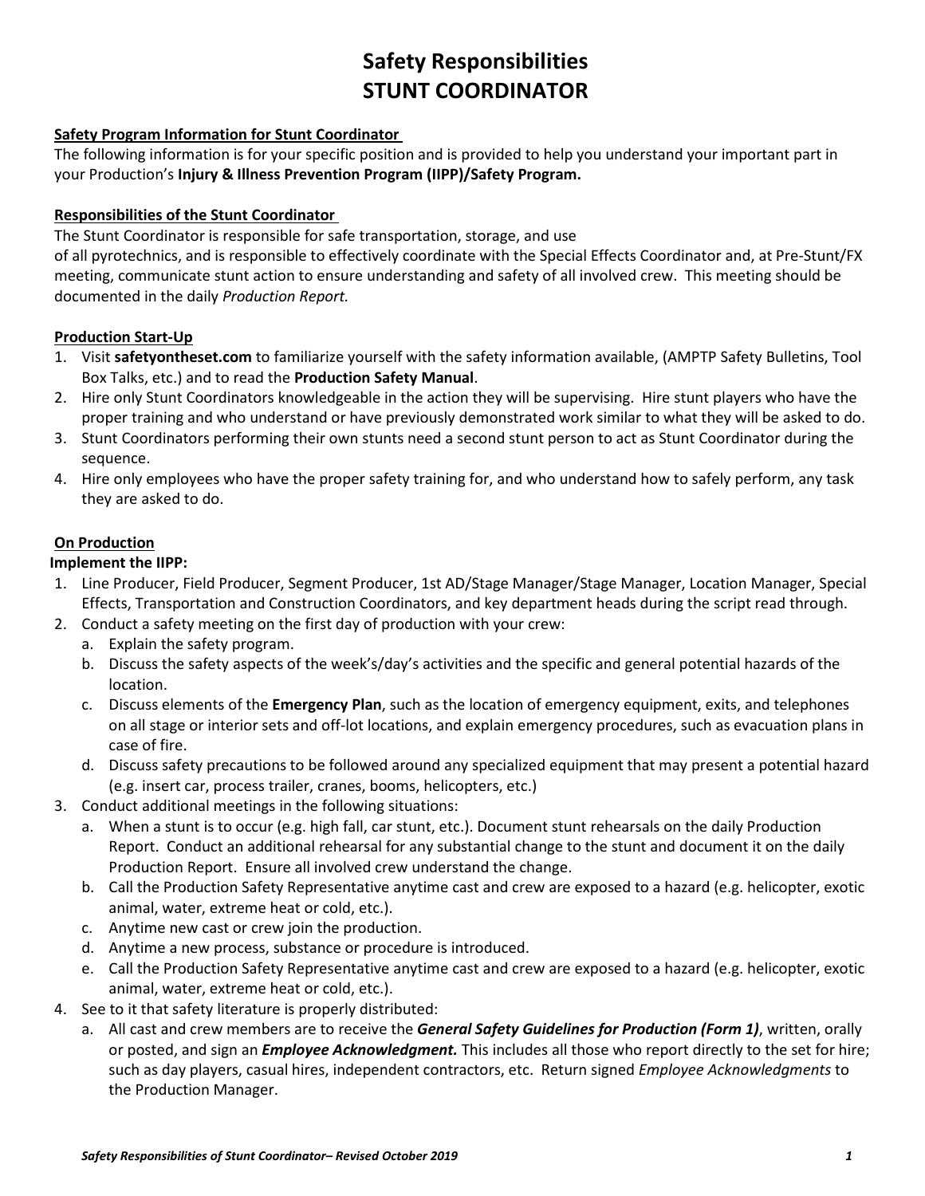# Safety Responsibilities
# STUNT COORDINATOR

**Safety Program Information for Stunt Coordinator**

The following information is for your specific position and is provided to help you understand your important part in your Production's **Injury & Illness Prevention Program (IIPP)/Safety Program.**

**Responsibilities of the Stunt Coordinator**

The Stunt Coordinator is responsible for safe transportation, storage, and use of all pyrotechnics, and is responsible to effectively coordinate with the Special Effects Coordinator and, at Pre-Stunt/FX meeting, communicate stunt action to ensure understanding and safety of all involved crew. This meeting should be documented in the daily *Production Report.*

**Production Start-Up**

1. Visit **safetyontheset.com** to familiarize yourself with the safety information available, (AMPTP Safety Bulletins, Tool Box Talks, etc.) and to read the **Production Safety Manual**.
2. Hire only Stunt Coordinators knowledgeable in the action they will be supervising. Hire stunt players who have the proper training and who understand or have previously demonstrated work similar to what they will be asked to do.
3. Stunt Coordinators performing their own stunts need a second stunt person to act as Stunt Coordinator during the sequence.
4. Hire only employees who have the proper safety training for, and who understand how to safely perform, any task they are asked to do.

**On Production**

**Implement the IIPP:**

1. Line Producer, Field Producer, Segment Producer, 1st AD/Stage Manager/Stage Manager, Location Manager, Special Effects, Transportation and Construction Coordinators, and key department heads during the script read through.
2. Conduct a safety meeting on the first day of production with your crew:
   a. Explain the safety program.
   b. Discuss the safety aspects of the week's/day's activities and the specific and general potential hazards of the location.
   c. Discuss elements of the **Emergency Plan**, such as the location of emergency equipment, exits, and telephones on all stage or interior sets and off-lot locations, and explain emergency procedures, such as evacuation plans in case of fire.
   d. Discuss safety precautions to be followed around any specialized equipment that may present a potential hazard (e.g. insert car, process trailer, cranes, booms, helicopters, etc.)
3. Conduct additional meetings in the following situations:
   a. When a stunt is to occur (e.g. high fall, car stunt, etc.). Document stunt rehearsals on the daily Production Report. Conduct an additional rehearsal for any substantial change to the stunt and document it on the daily Production Report. Ensure all involved crew understand the change.
   b. Call the Production Safety Representative anytime cast and crew are exposed to a hazard (e.g. helicopter, exotic animal, water, extreme heat or cold, etc.).
   c. Anytime new cast or crew join the production.
   d. Anytime a new process, substance or procedure is introduced.
   e. Call the Production Safety Representative anytime cast and crew are exposed to a hazard (e.g. helicopter, exotic animal, water, extreme heat or cold, etc.).
4. See to it that safety literature is properly distributed:
   a. All cast and crew members are to receive the ***General Safety Guidelines for Production (Form 1)***, written, orally or posted, and sign an ***Employee Acknowledgment.*** This includes all those who report directly to the set for hire; such as day players, casual hires, independent contractors, etc. Return signed *Employee Acknowledgments* to the Production Manager.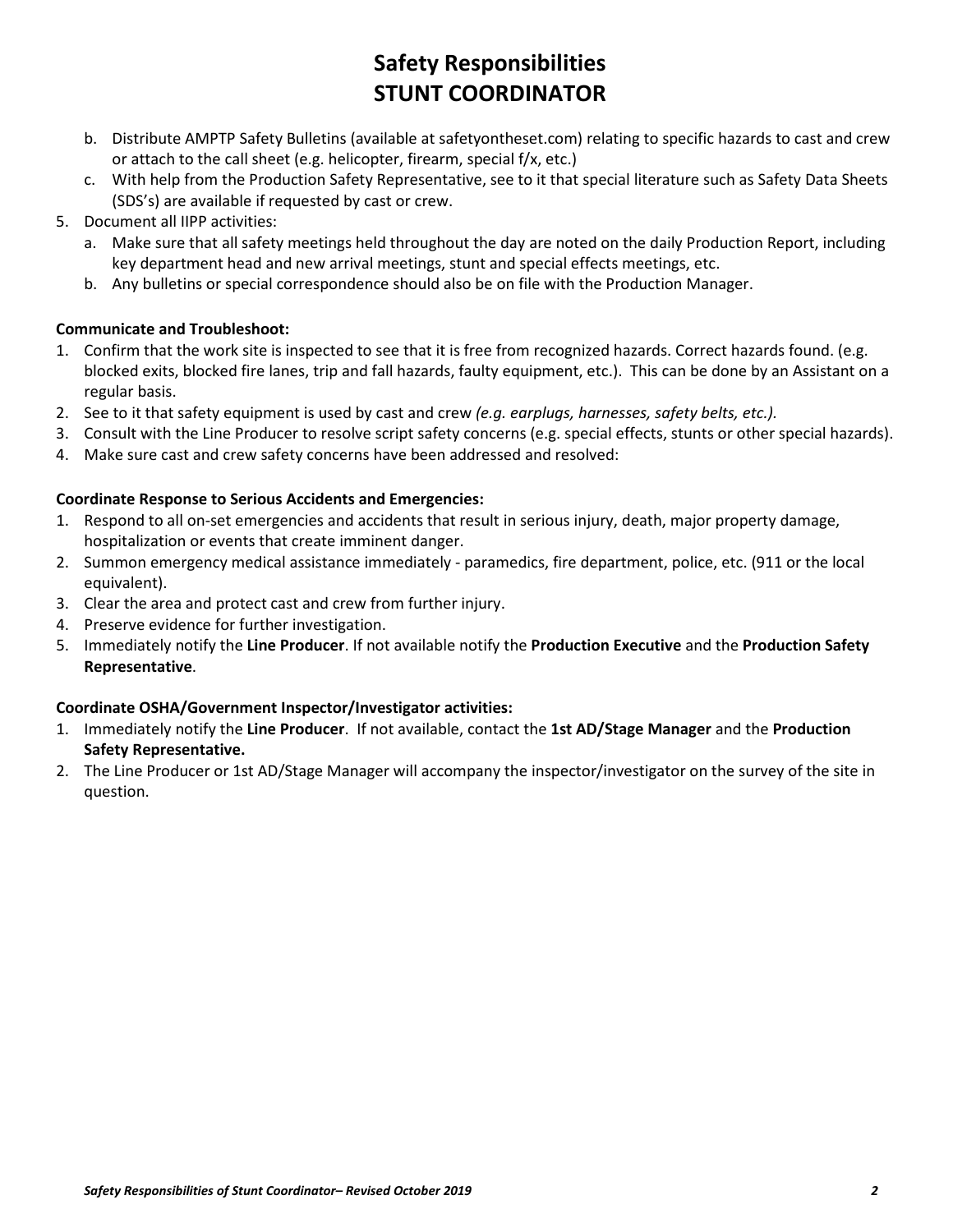# Safety Responsibilities
# STUNT COORDINATOR

   b. Distribute AMPTP Safety Bulletins (available at safetyontheset.com) relating to specific hazards to cast and crew or attach to the call sheet (e.g. helicopter, firearm, special f/x, etc.)
   c. With help from the Production Safety Representative, see to it that special literature such as Safety Data Sheets (SDS's) are available if requested by cast or crew.
5. Document all IIPP activities:
   a. Make sure that all safety meetings held throughout the day are noted on the daily Production Report, including key department head and new arrival meetings, stunt and special effects meetings, etc.
   b. Any bulletins or special correspondence should also be on file with the Production Manager.

**Communicate and Troubleshoot:**

1. Confirm that the work site is inspected to see that it is free from recognized hazards. Correct hazards found. (e.g. blocked exits, blocked fire lanes, trip and fall hazards, faulty equipment, etc.). This can be done by an Assistant on a regular basis.
2. See to it that safety equipment is used by cast and crew *(e.g. earplugs, harnesses, safety belts, etc.).*
3. Consult with the Line Producer to resolve script safety concerns (e.g. special effects, stunts or other special hazards).
4. Make sure cast and crew safety concerns have been addressed and resolved:

**Coordinate Response to Serious Accidents and Emergencies:**

1. Respond to all on-set emergencies and accidents that result in serious injury, death, major property damage, hospitalization or events that create imminent danger.
2. Summon emergency medical assistance immediately - paramedics, fire department, police, etc. (911 or the local equivalent).
3. Clear the area and protect cast and crew from further injury.
4. Preserve evidence for further investigation.
5. Immediately notify the **Line Producer**. If not available notify the **Production Executive** and the **Production Safety Representative**.

**Coordinate OSHA/Government Inspector/Investigator activities:**

1. Immediately notify the **Line Producer**. If not available, contact the **1st AD/Stage Manager** and the **Production Safety Representative.**
2. The Line Producer or 1st AD/Stage Manager will accompany the inspector/investigator on the survey of the site in question.